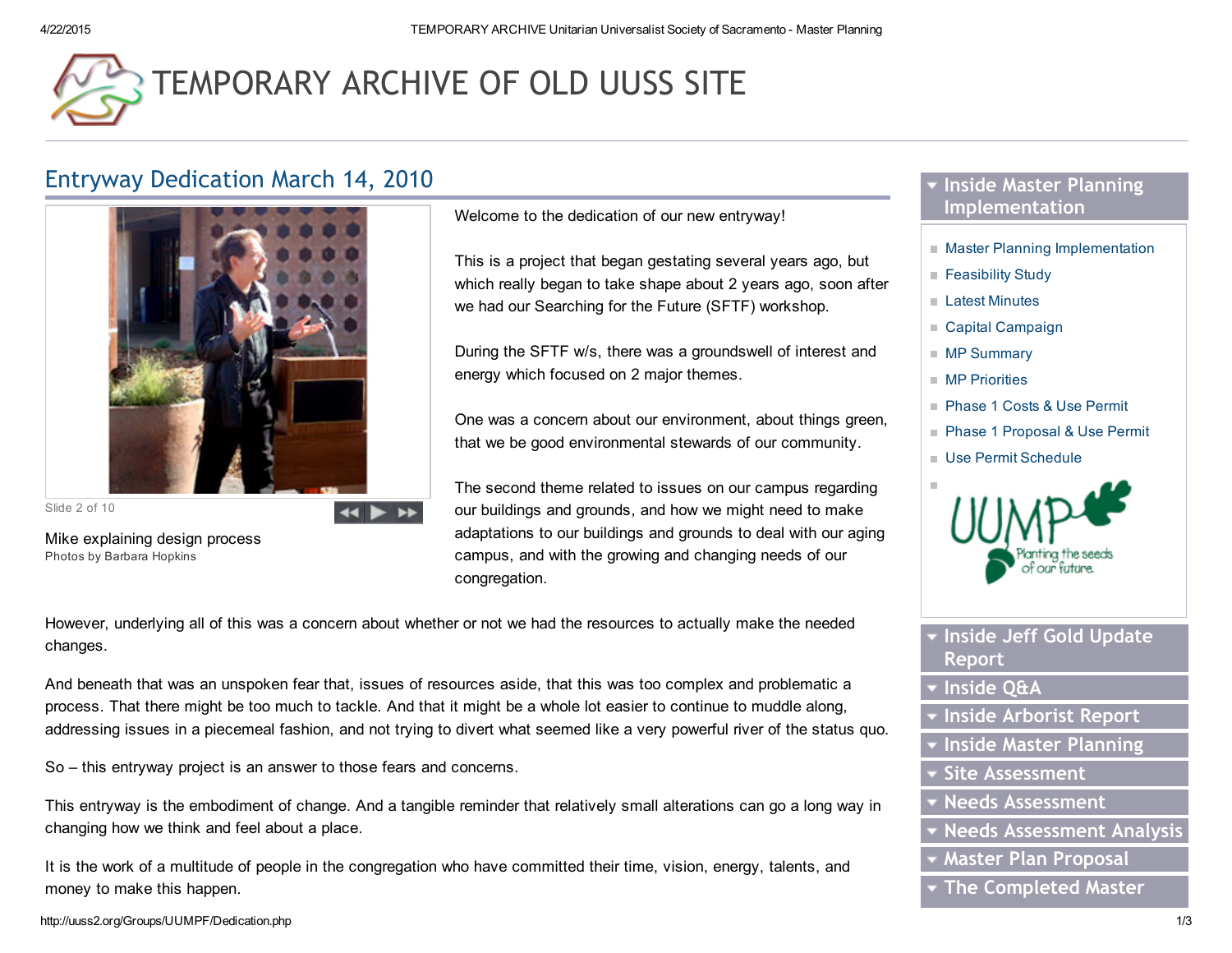# TEMPORARY ARCHIVE OF OLD UUSS SITE

## Entryway Dedication March 14, 2010

Slide 2 of 10

Mike explaining design process
Photos by Barbara Hopkins

Welcome to the dedication of our new entryway!

This is a project that began gestating several years ago, but which really began to take shape about 2 years ago, soon after we had our Searching for the Future (SFTF) workshop.

During the SFTF w/s, there was a groundswell of interest and energy which focused on 2 major themes.

One was a concern about our environment, about things green, that we be good environmental stewards of our community.

The second theme related to issues on our campus regarding our buildings and grounds, and how we might need to make adaptations to our buildings and grounds to deal with our aging campus, and with the growing and changing needs of our congregation.

However, underlying all of this was a concern about whether or not we had the resources to actually make the needed changes.

And beneath that was an unspoken fear that, issues of resources aside, that this was too complex and problematic a process. That there might be too much to tackle. And that it might be a whole lot easier to continue to muddle along, addressing issues in a piecemeal fashion, and not trying to divert what seemed like a very powerful river of the status quo.

So – this entryway project is an answer to those fears and concerns.

This entryway is the embodiment of change. And a tangible reminder that relatively small alterations can go a long way in changing how we think and feel about a place.

It is the work of a multitude of people in the congregation who have committed their time, vision, energy, talents, and money to make this happen.

### Inside Master Planning Implementation

- Master Planning Implementation
- Feasibility Study
- Latest Minutes
- Capital Campaign
- MP Summary
- MP Priorities
- Phase 1 Costs & Use Permit
- Phase 1 Proposal & Use Permit
- Use Permit Schedule

UUMP Planting the seeds of our future.

### Inside Jeff Gold Update Report
### Inside Q&A
### Inside Arborist Report
### Inside Master Planning
### Site Assessment
### Needs Assessment
### Needs Assessment Analysis
### Master Plan Proposal
### The Completed Master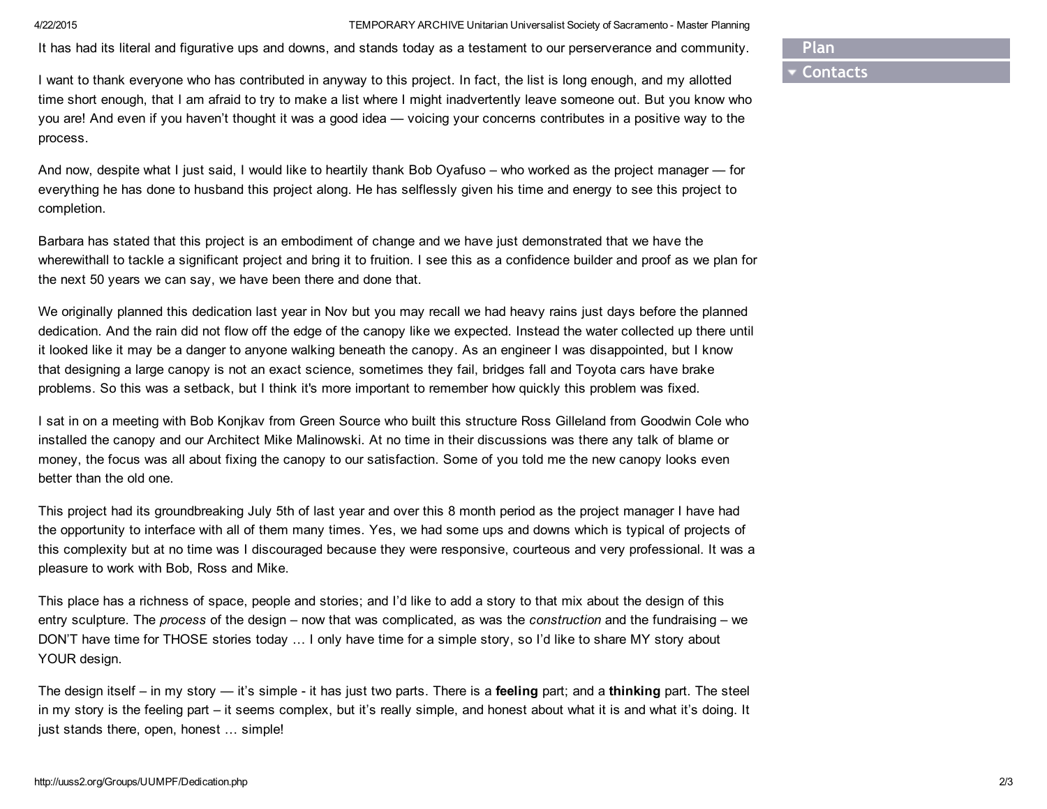It has had its literal and figurative ups and downs, and stands today as a testament to our perserverance and community.

I want to thank everyone who has contributed in anyway to this project. In fact, the list is long enough, and my allotted time short enough, that I am afraid to try to make a list where I might inadvertently leave someone out. But you know who you are! And even if you haven't thought it was a good idea — voicing your concerns contributes in a positive way to the process.

And now, despite what I just said, I would like to heartily thank Bob Oyafuso – who worked as the project manager — for everything he has done to husband this project along. He has selflessly given his time and energy to see this project to completion.

Barbara has stated that this project is an embodiment of change and we have just demonstrated that we have the wherewithall to tackle a significant project and bring it to fruition. I see this as a confidence builder and proof as we plan for the next 50 years we can say, we have been there and done that.

We originally planned this dedication last year in Nov but you may recall we had heavy rains just days before the planned dedication. And the rain did not flow off the edge of the canopy like we expected. Instead the water collected up there until it looked like it may be a danger to anyone walking beneath the canopy. As an engineer I was disappointed, but I know that designing a large canopy is not an exact science, sometimes they fail, bridges fall and Toyota cars have brake problems. So this was a setback, but I think it's more important to remember how quickly this problem was fixed.

I sat in on a meeting with Bob Konjkav from Green Source who built this structure Ross Gilleland from Goodwin Cole who installed the canopy and our Architect Mike Malinowski. At no time in their discussions was there any talk of blame or money, the focus was all about fixing the canopy to our satisfaction. Some of you told me the new canopy looks even better than the old one.

This project had its groundbreaking July 5th of last year and over this 8 month period as the project manager I have had the opportunity to interface with all of them many times. Yes, we had some ups and downs which is typical of projects of this complexity but at no time was I discouraged because they were responsive, courteous and very professional. It was a pleasure to work with Bob, Ross and Mike.

This place has a richness of space, people and stories; and I'd like to add a story to that mix about the design of this entry sculpture. The *process* of the design – now that was complicated, as was the *construction* and the fundraising – we DON'T have time for THOSE stories today … I only have time for a simple story, so I'd like to share MY story about YOUR design.

The design itself – in my story — it's simple - it has just two parts. There is a **feeling** part; and a **thinking** part. The steel in my story is the feeling part – it seems complex, but it's really simple, and honest about what it is and what it's doing. It just stands there, open, honest … simple!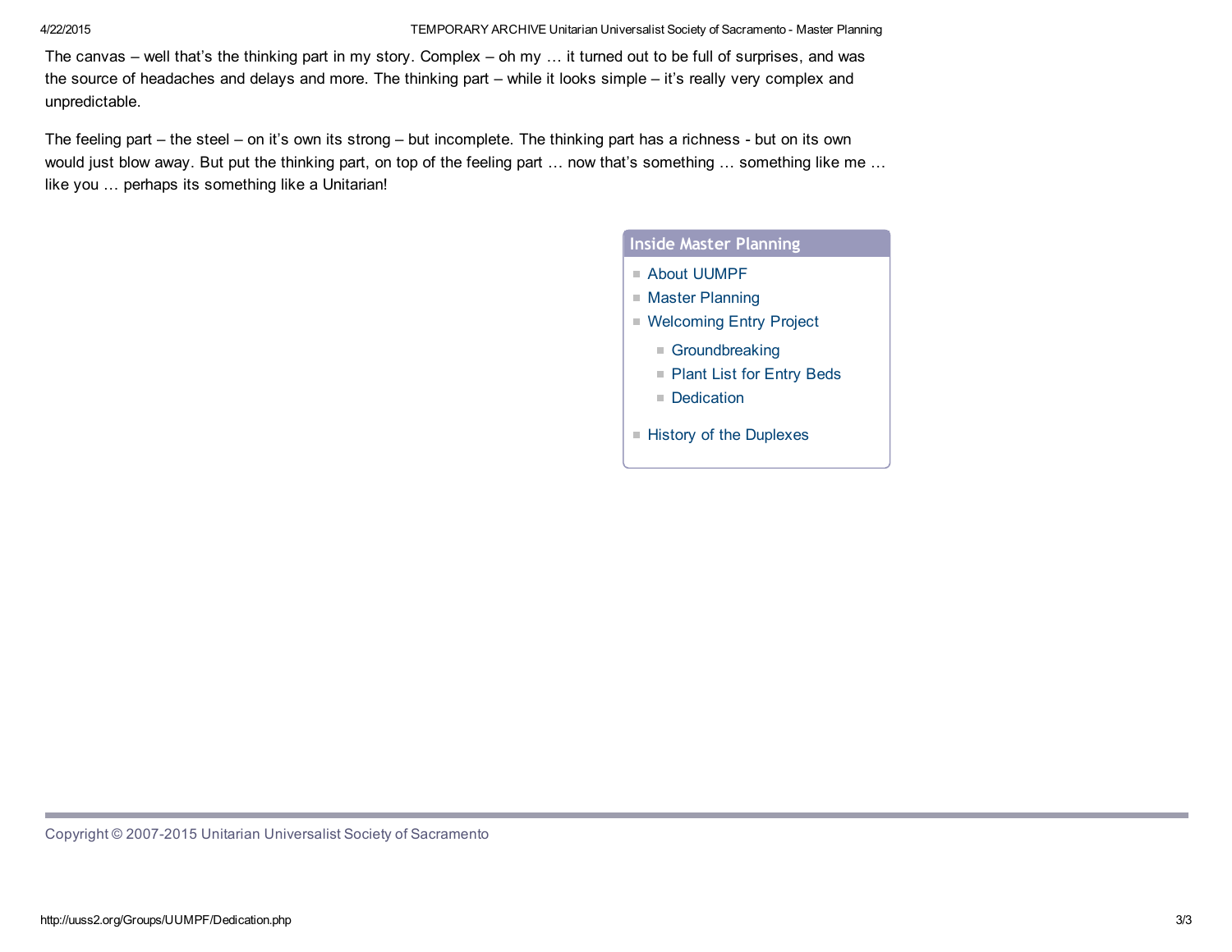The canvas – well that's the thinking part in my story. Complex – oh my … it turned out to be full of surprises, and was the source of headaches and delays and more. The thinking part – while it looks simple – it's really very complex and unpredictable.

The feeling part – the steel – on it's own its strong – but incomplete. The thinking part has a richness - but on its own would just blow away. But put the thinking part, on top of the feeling part … now that's something … something like me … like you … perhaps its something like a Unitarian!

## Inside Master Planning

- About UUMPF
- Master Planning
- Welcoming Entry Project
  - Groundbreaking
  - Plant List for Entry Beds
  - Dedication
- History of the Duplexes

Copyright © 2007-2015 Unitarian Universalist Society of Sacramento